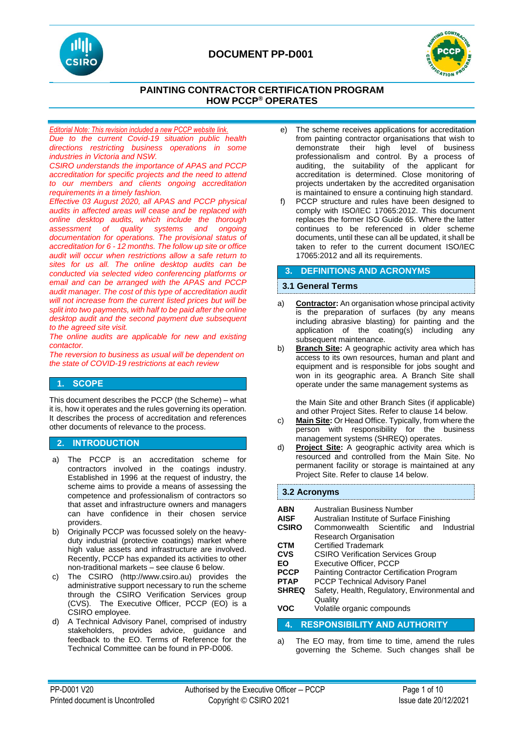# DOCUMENT PP-D001

## PAINTING CONTRACTOR CERTIFICATION PROGRAM
## HOW PCCP® OPERATES

*Editorial Note: This revision included a new PCCP website link.*

*Due to the current Covid-19 situation public health directions restricting business operations in some industries in Victoria and NSW.*

*CSIRO understands the importance of APAS and PCCP accreditation for specific projects and the need to attend to our members and clients ongoing accreditation requirements in a timely fashion.*

*Effective 03 August 2020, all APAS and PCCP physical audits in affected areas will cease and be replaced with online desktop audits, which include the thorough assessment of quality systems and ongoing documentation for operations. The provisional status of accreditation for 6 - 12 months. The follow up site or office audit will occur when restrictions allow a safe return to sites for us all. The online desktop audits can be conducted via selected video conferencing platforms or email and can be arranged with the APAS and PCCP audit manager. The cost of this type of accreditation audit will not increase from the current listed prices but will be split into two payments, with half to be paid after the online desktop audit and the second payment due subsequent to the agreed site visit.*

*The online audits are applicable for new and existing contactor.*

*The reversion to business as usual will be dependent on the state of COVID-19 restrictions at each review*

## 1. SCOPE

This document describes the PCCP (the Scheme) – what it is, how it operates and the rules governing its operation. It describes the process of accreditation and references other documents of relevance to the process.

## 2. INTRODUCTION

a) The PCCP is an accreditation scheme for contractors involved in the coatings industry. Established in 1996 at the request of industry, the scheme aims to provide a means of assessing the competence and professionalism of contractors so that asset and infrastructure owners and managers can have confidence in their chosen service providers.

b) Originally PCCP was focussed solely on the heavy-duty industrial (protective coatings) market where high value assets and infrastructure are involved. Recently, PCCP has expanded its activities to other non-traditional markets – see clause 6 below.

c) The CSIRO (http://www.csiro.au) provides the administrative support necessary to run the scheme through the CSIRO Verification Services group (CVS). The Executive Officer, PCCP (EO) is a CSIRO employee.

d) A Technical Advisory Panel, comprised of industry stakeholders, provides advice, guidance and feedback to the EO. Terms of Reference for the Technical Committee can be found in PP-D006.

e) The scheme receives applications for accreditation from painting contractor organisations that wish to demonstrate their high level of business professionalism and control. By a process of auditing, the suitability of the applicant for accreditation is determined. Close monitoring of projects undertaken by the accredited organisation is maintained to ensure a continuing high standard.

f) PCCP structure and rules have been designed to comply with ISO/IEC 17065:2012. This document replaces the former ISO Guide 65. Where the latter continues to be referenced in older scheme documents, until these can all be updated, it shall be taken to refer to the current document ISO/IEC 17065:2012 and all its requirements.

## 3. DEFINITIONS AND ACRONYMS

### 3.1 General Terms

a) **Contractor:** An organisation whose principal activity is the preparation of surfaces (by any means including abrasive blasting) for painting and the application of the coating(s) including any subsequent maintenance.

b) **Branch Site:** A geographic activity area which has access to its own resources, human and plant and equipment and is responsible for jobs sought and won in its geographic area. A Branch Site shall operate under the same management systems as the Main Site and other Branch Sites (if applicable) and other Project Sites. Refer to clause 14 below.

c) **Main Site:** Or Head Office. Typically, from where the person with responsibility for the business management systems (SHREQ) operates.

d) **Project Site:** A geographic activity area which is resourced and controlled from the Main Site. No permanent facility or storage is maintained at any Project Site. Refer to clause 14 below.

### 3.2 Acronyms

| | |
|---|---|
| **ABN** | Australian Business Number |
| **AISF** | Australian Institute of Surface Finishing |
| **CSIRO** | Commonwealth Scientific and Industrial Research Organisation |
| **CTM** | Certified Trademark |
| **CVS** | CSIRO Verification Services Group |
| **EO** | Executive Officer, PCCP |
| **PCCP** | Painting Contractor Certification Program |
| **PTAP** | PCCP Technical Advisory Panel |
| **SHREQ** | Safety, Health, Regulatory, Environmental and Quality |
| **VOC** | Volatile organic compounds |

## 4. RESPONSIBILITY AND AUTHORITY

a) The EO may, from time to time, amend the rules governing the Scheme. Such changes shall be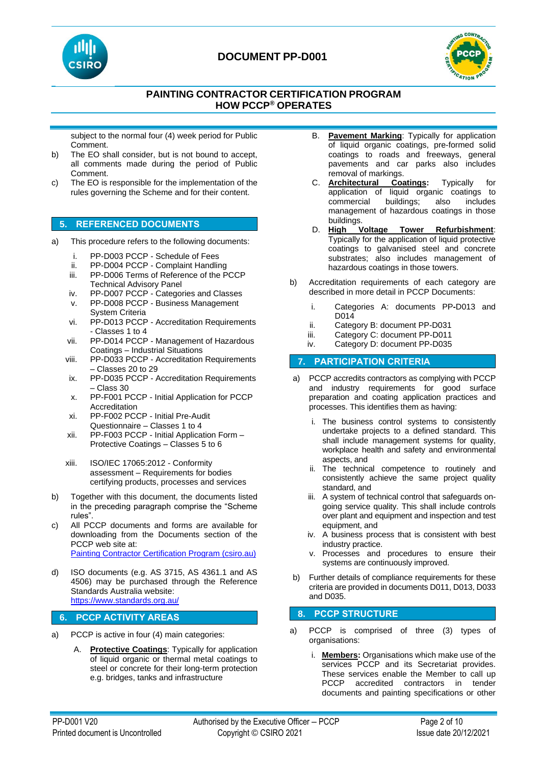subject to the normal four (4) week period for Public Comment.

b) The EO shall consider, but is not bound to accept, all comments made during the period of Public Comment.

c) The EO is responsible for the implementation of the rules governing the Scheme and for their content.

## 5. REFERENCED DOCUMENTS

a) This procedure refers to the following documents:

   i. PP-D003 PCCP - Schedule of Fees
   ii. PP-D004 PCCP - Complaint Handling
   iii. PP-D006 Terms of Reference of the PCCP Technical Advisory Panel
   iv. PP-D007 PCCP - Categories and Classes
   v. PP-D008 PCCP - Business Management System Criteria
   vi. PP-D013 PCCP - Accreditation Requirements - Classes 1 to 4
   vii. PP-D014 PCCP - Management of Hazardous Coatings – Industrial Situations
   viii. PP-D033 PCCP - Accreditation Requirements – Classes 20 to 29
   ix. PP-D035 PCCP - Accreditation Requirements – Class 30
   x. PP-F001 PCCP - Initial Application for PCCP Accreditation
   xi. PP-F002 PCCP - Initial Pre-Audit Questionnaire – Classes 1 to 4
   xii. PP-F003 PCCP - Initial Application Form – Protective Coatings – Classes 5 to 6
   xiii. ISO/IEC 17065:2012 - Conformity assessment – Requirements for bodies certifying products, processes and services

b) Together with this document, the documents listed in the preceding paragraph comprise the "Scheme rules".

c) All PCCP documents and forms are available for downloading from the Documents section of the PCCP web site at:
[Painting Contractor Certification Program (csiro.au)](Painting Contractor Certification Program (csiro.au))

d) ISO documents (e.g. AS 3715, AS 4361.1 and AS 4506) may be purchased through the Reference Standards Australia website:
[https://www.standards.org.au/](https://www.standards.org.au/)

## 6. PCCP ACTIVITY AREAS

a) PCCP is active in four (4) main categories:

   A. **Protective Coatings**: Typically for application of liquid organic or thermal metal coatings to steel or concrete for their long-term protection e.g. bridges, tanks and infrastructure

   B. **Pavement Marking**: Typically for application of liquid organic coatings, pre-formed solid coatings to roads and freeways, general pavements and car parks also includes removal of markings.

   C. **Architectural Coatings:** Typically for application of liquid organic coatings to commercial buildings; also includes management of hazardous coatings in those buildings.

   D. **High Voltage Tower Refurbishment**: Typically for the application of liquid protective coatings to galvanised steel and concrete substrates; also includes management of hazardous coatings in those towers.

b) Accreditation requirements of each category are described in more detail in PCCP Documents:

   i. Categories A: documents PP-D013 and D014
   ii. Category B: document PP-D031
   iii. Category C: document PP-D011
   iv. Category D: document PP-D035

## 7. PARTICIPATION CRITERIA

a) PCCP accredits contractors as complying with PCCP and industry requirements for good surface preparation and coating application practices and processes. This identifies them as having:

   i. The business control systems to consistently undertake projects to a defined standard. This shall include management systems for quality, workplace health and safety and environmental aspects, and
   ii. The technical competence to routinely and consistently achieve the same project quality standard, and
   iii. A system of technical control that safeguards on-going service quality. This shall include controls over plant and equipment and inspection and test equipment, and
   iv. A business process that is consistent with best industry practice.
   v. Processes and procedures to ensure their systems are continuously improved.

b) Further details of compliance requirements for these criteria are provided in documents D011, D013, D033 and D035.

## 8. PCCP STRUCTURE

a) PCCP is comprised of three (3) types of organisations:

   i. **Members:** Organisations which make use of the services PCCP and its Secretariat provides. These services enable the Member to call up PCCP accredited contractors in tender documents and painting specifications or other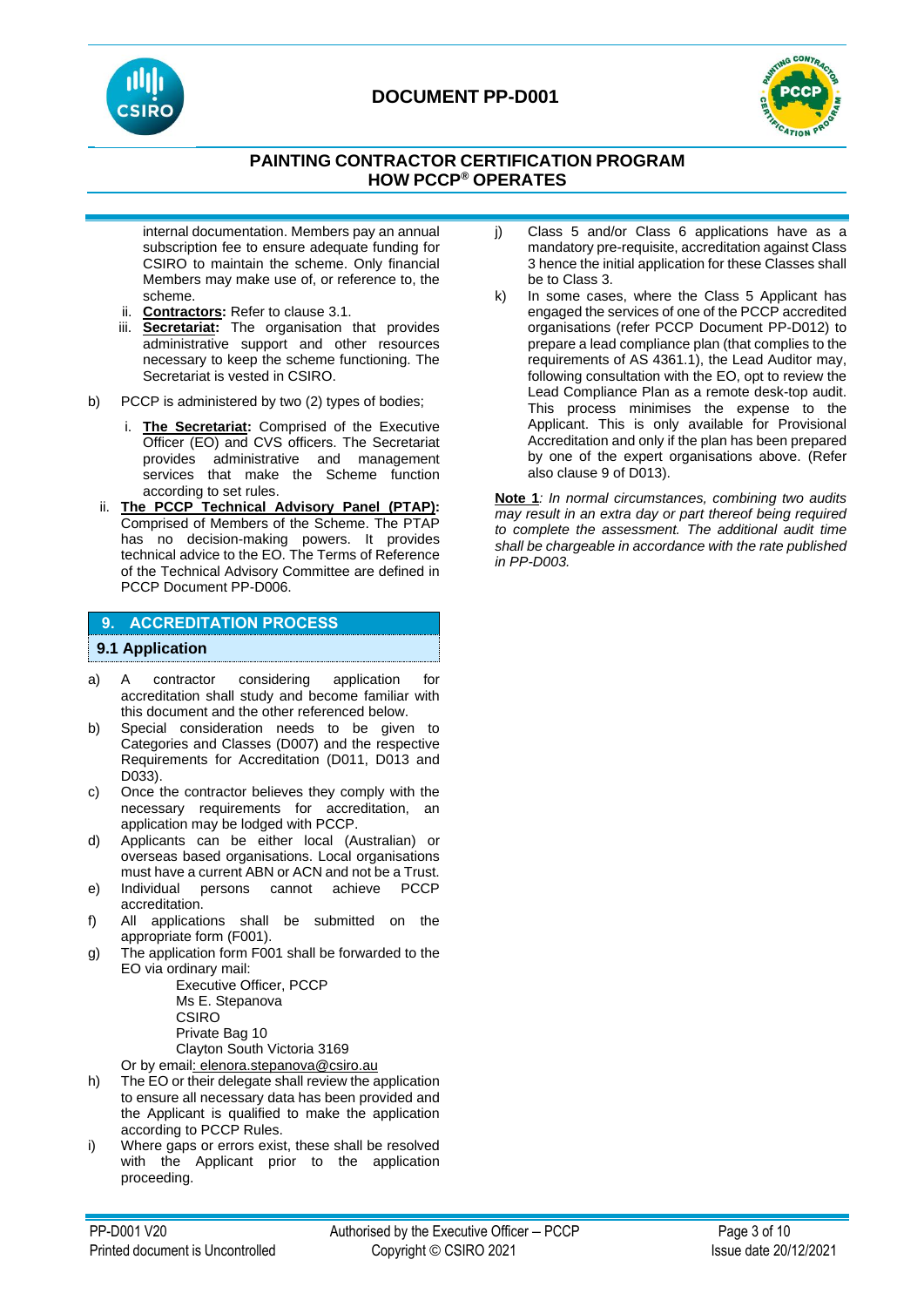internal documentation. Members pay an annual subscription fee to ensure adequate funding for CSIRO to maintain the scheme. Only financial Members may make use of, or reference to, the scheme.

ii. **Contractors:** Refer to clause 3.1.

iii. **Secretariat:** The organisation that provides administrative support and other resources necessary to keep the scheme functioning. The Secretariat is vested in CSIRO.

b) PCCP is administered by two (2) types of bodies;

i. **The Secretariat:** Comprised of the Executive Officer (EO) and CVS officers. The Secretariat provides administrative and management services that make the Scheme function according to set rules.

ii. **The PCCP Technical Advisory Panel (PTAP):** Comprised of Members of the Scheme. The PTAP has no decision-making powers. It provides technical advice to the EO. The Terms of Reference of the Technical Advisory Committee are defined in PCCP Document PP-D006.

## 9. ACCREDITATION PROCESS

### 9.1 Application

a) A contractor considering application for accreditation shall study and become familiar with this document and the other referenced below.

b) Special consideration needs to be given to Categories and Classes (D007) and the respective Requirements for Accreditation (D011, D013 and D033).

c) Once the contractor believes they comply with the necessary requirements for accreditation, an application may be lodged with PCCP.

d) Applicants can be either local (Australian) or overseas based organisations. Local organisations must have a current ABN or ACN and not be a Trust.

e) Individual persons cannot achieve PCCP accreditation.

f) All applications shall be submitted on the appropriate form (F001).

g) The application form F001 shall be forwarded to the EO via ordinary mail:

Executive Officer, PCCP
Ms E. Stepanova
CSIRO
Private Bag 10
Clayton South Victoria 3169

Or by email: elenora.stepanova@csiro.au

h) The EO or their delegate shall review the application to ensure all necessary data has been provided and the Applicant is qualified to make the application according to PCCP Rules.

i) Where gaps or errors exist, these shall be resolved with the Applicant prior to the application proceeding.

j) Class 5 and/or Class 6 applications have as a mandatory pre-requisite, accreditation against Class 3 hence the initial application for these Classes shall be to Class 3.

k) In some cases, where the Class 5 Applicant has engaged the services of one of the PCCP accredited organisations (refer PCCP Document PP-D012) to prepare a lead compliance plan (that complies to the requirements of AS 4361.1), the Lead Auditor may, following consultation with the EO, opt to review the Lead Compliance Plan as a remote desk-top audit. This process minimises the expense to the Applicant. This is only available for Provisional Accreditation and only if the plan has been prepared by one of the expert organisations above. (Refer also clause 9 of D013).

**Note 1**: *In normal circumstances, combining two audits may result in an extra day or part thereof being required to complete the assessment. The additional audit time shall be chargeable in accordance with the rate published in PP-D003.*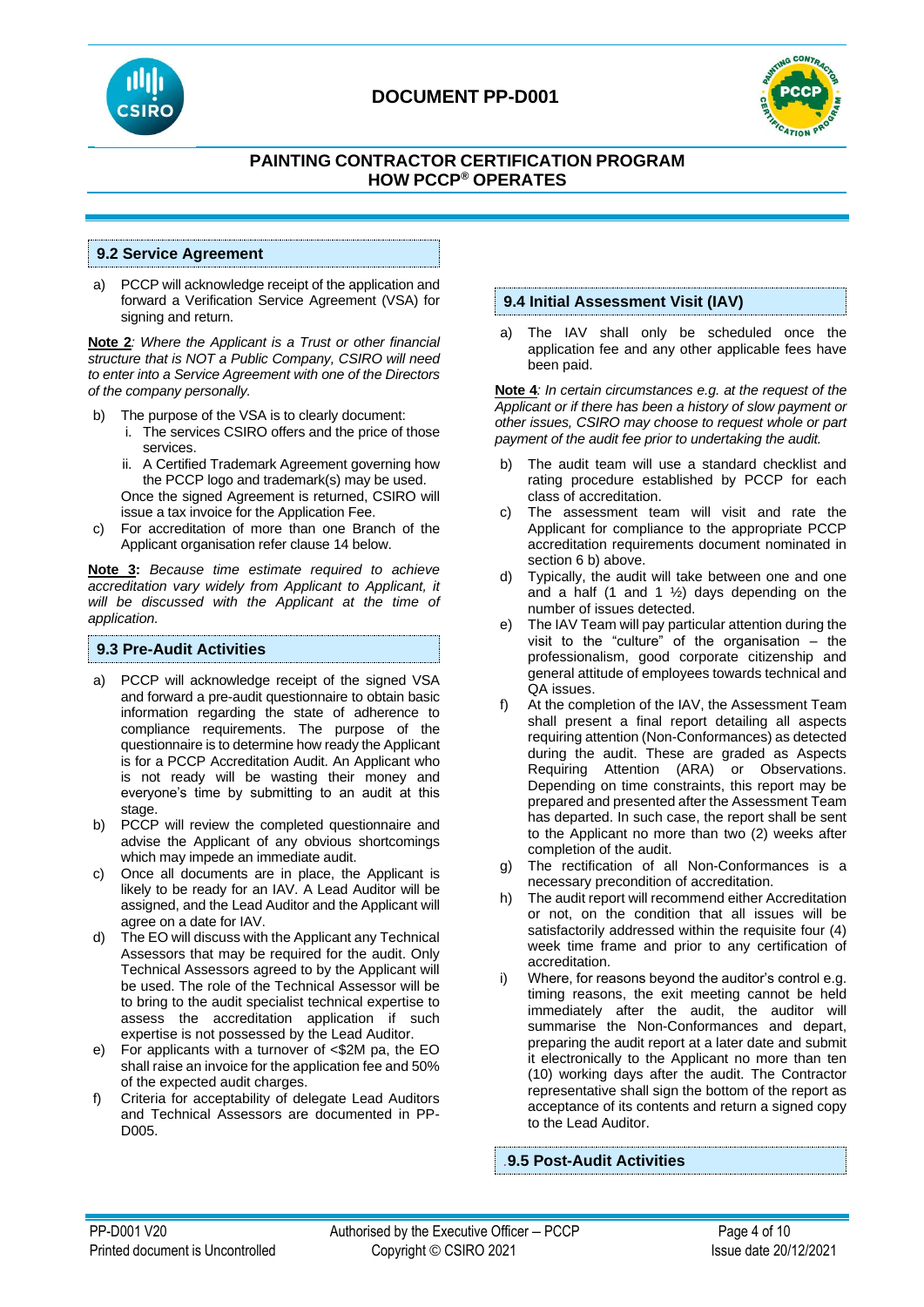## 9.2 Service Agreement

a) PCCP will acknowledge receipt of the application and forward a Verification Service Agreement (VSA) for signing and return.

**Note 2**: *Where the Applicant is a Trust or other financial structure that is NOT a Public Company, CSIRO will need to enter into a Service Agreement with one of the Directors of the company personally.*

b) The purpose of the VSA is to clearly document:
   i. The services CSIRO offers and the price of those services.
   ii. A Certified Trademark Agreement governing how the PCCP logo and trademark(s) may be used.

   Once the signed Agreement is returned, CSIRO will issue a tax invoice for the Application Fee.

c) For accreditation of more than one Branch of the Applicant organisation refer clause 14 below.

**Note 3:** *Because time estimate required to achieve accreditation vary widely from Applicant to Applicant, it will be discussed with the Applicant at the time of application.*

## 9.3 Pre-Audit Activities

a) PCCP will acknowledge receipt of the signed VSA and forward a pre-audit questionnaire to obtain basic information regarding the state of adherence to compliance requirements. The purpose of the questionnaire is to determine how ready the Applicant is for a PCCP Accreditation Audit. An Applicant who is not ready will be wasting their money and everyone's time by submitting to an audit at this stage.

b) PCCP will review the completed questionnaire and advise the Applicant of any obvious shortcomings which may impede an immediate audit.

c) Once all documents are in place, the Applicant is likely to be ready for an IAV. A Lead Auditor will be assigned, and the Lead Auditor and the Applicant will agree on a date for IAV.

d) The EO will discuss with the Applicant any Technical Assessors that may be required for the audit. Only Technical Assessors agreed to by the Applicant will be used. The role of the Technical Assessor will be to bring to the audit specialist technical expertise to assess the accreditation application if such expertise is not possessed by the Lead Auditor.

e) For applicants with a turnover of <$2M pa, the EO shall raise an invoice for the application fee and 50% of the expected audit charges.

f) Criteria for acceptability of delegate Lead Auditors and Technical Assessors are documented in PP-D005.

## 9.4 Initial Assessment Visit (IAV)

a) The IAV shall only be scheduled once the application fee and any other applicable fees have been paid.

**Note 4**: *In certain circumstances e.g. at the request of the Applicant or if there has been a history of slow payment or other issues, CSIRO may choose to request whole or part payment of the audit fee prior to undertaking the audit.*

b) The audit team will use a standard checklist and rating procedure established by PCCP for each class of accreditation.

c) The assessment team will visit and rate the Applicant for compliance to the appropriate PCCP accreditation requirements document nominated in section 6 b) above.

d) Typically, the audit will take between one and one and a half (1 and 1 ½) days depending on the number of issues detected.

e) The IAV Team will pay particular attention during the visit to the "culture" of the organisation – the professionalism, good corporate citizenship and general attitude of employees towards technical and QA issues.

f) At the completion of the IAV, the Assessment Team shall present a final report detailing all aspects requiring attention (Non-Conformances) as detected during the audit. These are graded as Aspects Requiring Attention (ARA) or Observations. Depending on time constraints, this report may be prepared and presented after the Assessment Team has departed. In such case, the report shall be sent to the Applicant no more than two (2) weeks after completion of the audit.

g) The rectification of all Non-Conformances is a necessary precondition of accreditation.

h) The audit report will recommend either Accreditation or not, on the condition that all issues will be satisfactorily addressed within the requisite four (4) week time frame and prior to any certification of accreditation.

i) Where, for reasons beyond the auditor's control e.g. timing reasons, the exit meeting cannot be held immediately after the audit, the auditor will summarise the Non-Conformances and depart, preparing the audit report at a later date and submit it electronically to the Applicant no more than ten (10) working days after the audit. The Contractor representative shall sign the bottom of the report as acceptance of its contents and return a signed copy to the Lead Auditor.

## 9.5 Post-Audit Activities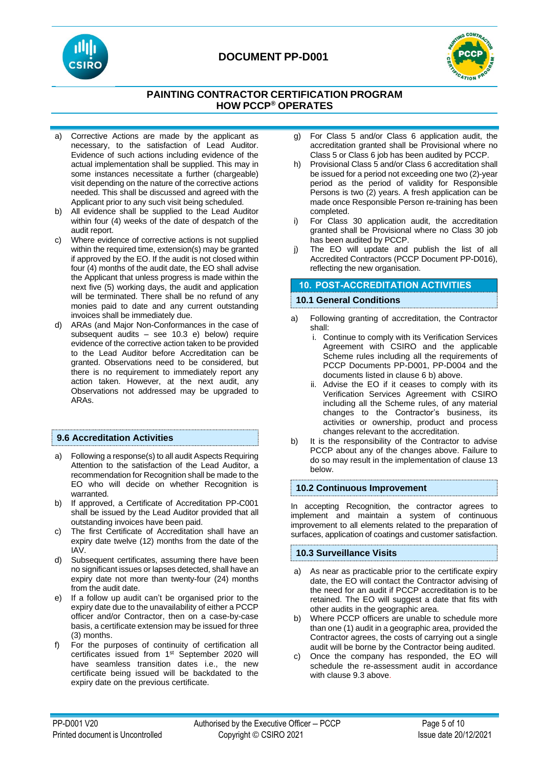a) Corrective Actions are made by the applicant as necessary, to the satisfaction of Lead Auditor. Evidence of such actions including evidence of the actual implementation shall be supplied. This may in some instances necessitate a further (chargeable) visit depending on the nature of the corrective actions needed. This shall be discussed and agreed with the Applicant prior to any such visit being scheduled.

b) All evidence shall be supplied to the Lead Auditor within four (4) weeks of the date of despatch of the audit report.

c) Where evidence of corrective actions is not supplied within the required time, extension(s) may be granted if approved by the EO. If the audit is not closed within four (4) months of the audit date, the EO shall advise the Applicant that unless progress is made within the next five (5) working days, the audit and application will be terminated. There shall be no refund of any monies paid to date and any current outstanding invoices shall be immediately due.

d) ARAs (and Major Non-Conformances in the case of subsequent audits – see 10.3 e) below) require evidence of the corrective action taken to be provided to the Lead Auditor before Accreditation can be granted. Observations need to be considered, but there is no requirement to immediately report any action taken. However, at the next audit, any Observations not addressed may be upgraded to ARAs.

### 9.6 Accreditation Activities

a) Following a response(s) to all audit Aspects Requiring Attention to the satisfaction of the Lead Auditor, a recommendation for Recognition shall be made to the EO who will decide on whether Recognition is warranted.

b) If approved, a Certificate of Accreditation PP-C001 shall be issued by the Lead Auditor provided that all outstanding invoices have been paid.

c) The first Certificate of Accreditation shall have an expiry date twelve (12) months from the date of the IAV.

d) Subsequent certificates, assuming there have been no significant issues or lapses detected, shall have an expiry date not more than twenty-four (24) months from the audit date.

e) If a follow up audit can't be organised prior to the expiry date due to the unavailability of either a PCCP officer and/or Contractor, then on a case-by-case basis, a certificate extension may be issued for three (3) months.

f) For the purposes of continuity of certification all certificates issued from 1st September 2020 will have seamless transition dates i.e., the new certificate being issued will be backdated to the expiry date on the previous certificate.

g) For Class 5 and/or Class 6 application audit, the accreditation granted shall be Provisional where no Class 5 or Class 6 job has been audited by PCCP.

h) Provisional Class 5 and/or Class 6 accreditation shall be issued for a period not exceeding one two (2)-year period as the period of validity for Responsible Persons is two (2) years. A fresh application can be made once Responsible Person re-training has been completed.

i) For Class 30 application audit, the accreditation granted shall be Provisional where no Class 30 job has been audited by PCCP.

j) The EO will update and publish the list of all Accredited Contractors (PCCP Document PP-D016), reflecting the new organisation.

## 10. POST-ACCREDITATION ACTIVITIES

### 10.1 General Conditions

a) Following granting of accreditation, the Contractor shall:
   i. Continue to comply with its Verification Services Agreement with CSIRO and the applicable Scheme rules including all the requirements of PCCP Documents PP-D001, PP-D004 and the documents listed in clause 6 b) above.
   ii. Advise the EO if it ceases to comply with its Verification Services Agreement with CSIRO including all the Scheme rules, of any material changes to the Contractor's business, its activities or ownership, product and process changes relevant to the accreditation.

b) It is the responsibility of the Contractor to advise PCCP about any of the changes above. Failure to do so may result in the implementation of clause 13 below.

### 10.2 Continuous Improvement

In accepting Recognition, the contractor agrees to implement and maintain a system of continuous improvement to all elements related to the preparation of surfaces, application of coatings and customer satisfaction.

### 10.3 Surveillance Visits

a) As near as practicable prior to the certificate expiry date, the EO will contact the Contractor advising of the need for an audit if PCCP accreditation is to be retained. The EO will suggest a date that fits with other audits in the geographic area.

b) Where PCCP officers are unable to schedule more than one (1) audit in a geographic area, provided the Contractor agrees, the costs of carrying out a single audit will be borne by the Contractor being audited.

c) Once the company has responded, the EO will schedule the re-assessment audit in accordance with clause 9.3 above.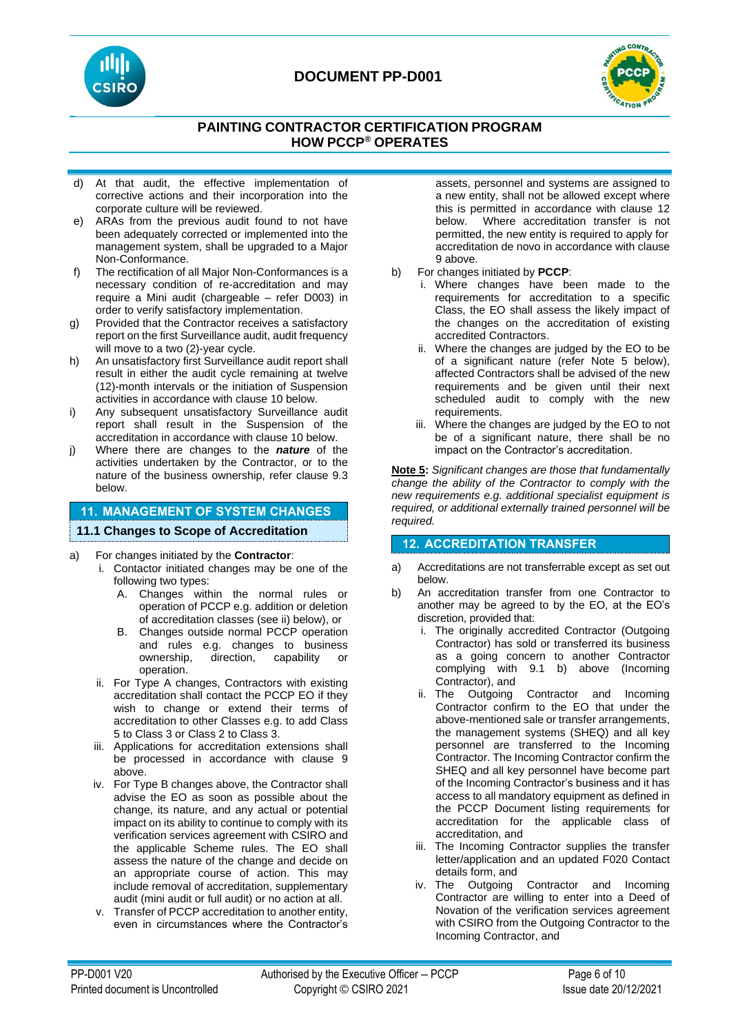d) At that audit, the effective implementation of corrective actions and their incorporation into the corporate culture will be reviewed.

e) ARAs from the previous audit found to not have been adequately corrected or implemented into the management system, shall be upgraded to a Major Non-Conformance.

f) The rectification of all Major Non-Conformances is a necessary condition of re-accreditation and may require a Mini audit (chargeable – refer D003) in order to verify satisfactory implementation.

g) Provided that the Contractor receives a satisfactory report on the first Surveillance audit, audit frequency will move to a two (2)-year cycle.

h) An unsatisfactory first Surveillance audit report shall result in either the audit cycle remaining at twelve (12)-month intervals or the initiation of Suspension activities in accordance with clause 10 below.

i) Any subsequent unsatisfactory Surveillance audit report shall result in the Suspension of the accreditation in accordance with clause 10 below.

j) Where there are changes to the ***nature*** of the activities undertaken by the Contractor, or to the nature of the business ownership, refer clause 9.3 below.

## 11. MANAGEMENT OF SYSTEM CHANGES

### 11.1 Changes to Scope of Accreditation

a) For changes initiated by the **Contractor**:

   i. Contactor initiated changes may be one of the following two types:

      A. Changes within the normal rules or operation of PCCP e.g. addition or deletion of accreditation classes (see ii) below), or

      B. Changes outside normal PCCP operation and rules e.g. changes to business ownership, direction, capability or operation.

   ii. For Type A changes, Contractors with existing accreditation shall contact the PCCP EO if they wish to change or extend their terms of accreditation to other Classes e.g. to add Class 5 to Class 3 or Class 2 to Class 3.

   iii. Applications for accreditation extensions shall be processed in accordance with clause 9 above.

   iv. For Type B changes above, the Contractor shall advise the EO as soon as possible about the change, its nature, and any actual or potential impact on its ability to continue to comply with its verification services agreement with CSIRO and the applicable Scheme rules. The EO shall assess the nature of the change and decide on an appropriate course of action. This may include removal of accreditation, supplementary audit (mini audit or full audit) or no action at all.

   v. Transfer of PCCP accreditation to another entity, even in circumstances where the Contractor's assets, personnel and systems are assigned to a new entity, shall not be allowed except where this is permitted in accordance with clause 12 below. Where accreditation transfer is not permitted, the new entity is required to apply for accreditation de novo in accordance with clause 9 above.

b) For changes initiated by **PCCP**:

   i. Where changes have been made to the requirements for accreditation to a specific Class, the EO shall assess the likely impact of the changes on the accreditation of existing accredited Contractors.

   ii. Where the changes are judged by the EO to be of a significant nature (refer Note 5 below), affected Contractors shall be advised of the new requirements and be given until their next scheduled audit to comply with the new requirements.

   iii. Where the changes are judged by the EO to not be of a significant nature, there shall be no impact on the Contractor's accreditation.

**Note 5:** *Significant changes are those that fundamentally change the ability of the Contractor to comply with the new requirements e.g. additional specialist equipment is required, or additional externally trained personnel will be required.*

## 12. ACCREDITATION TRANSFER

a) Accreditations are not transferrable except as set out below.

b) An accreditation transfer from one Contractor to another may be agreed to by the EO, at the EO's discretion, provided that:

   i. The originally accredited Contractor (Outgoing Contractor) has sold or transferred its business as a going concern to another Contractor complying with 9.1 b) above (Incoming Contractor), and

   ii. The Outgoing Contractor and Incoming Contractor confirm to the EO that under the above-mentioned sale or transfer arrangements, the management systems (SHEQ) and all key personnel are transferred to the Incoming Contractor. The Incoming Contractor confirm the SHEQ and all key personnel have become part of the Incoming Contractor's business and it has access to all mandatory equipment as defined in the PCCP Document listing requirements for accreditation for the applicable class of accreditation, and

   iii. The Incoming Contractor supplies the transfer letter/application and an updated F020 Contact details form, and

   iv. The Outgoing Contractor and Incoming Contractor are willing to enter into a Deed of Novation of the verification services agreement with CSIRO from the Outgoing Contractor to the Incoming Contractor, and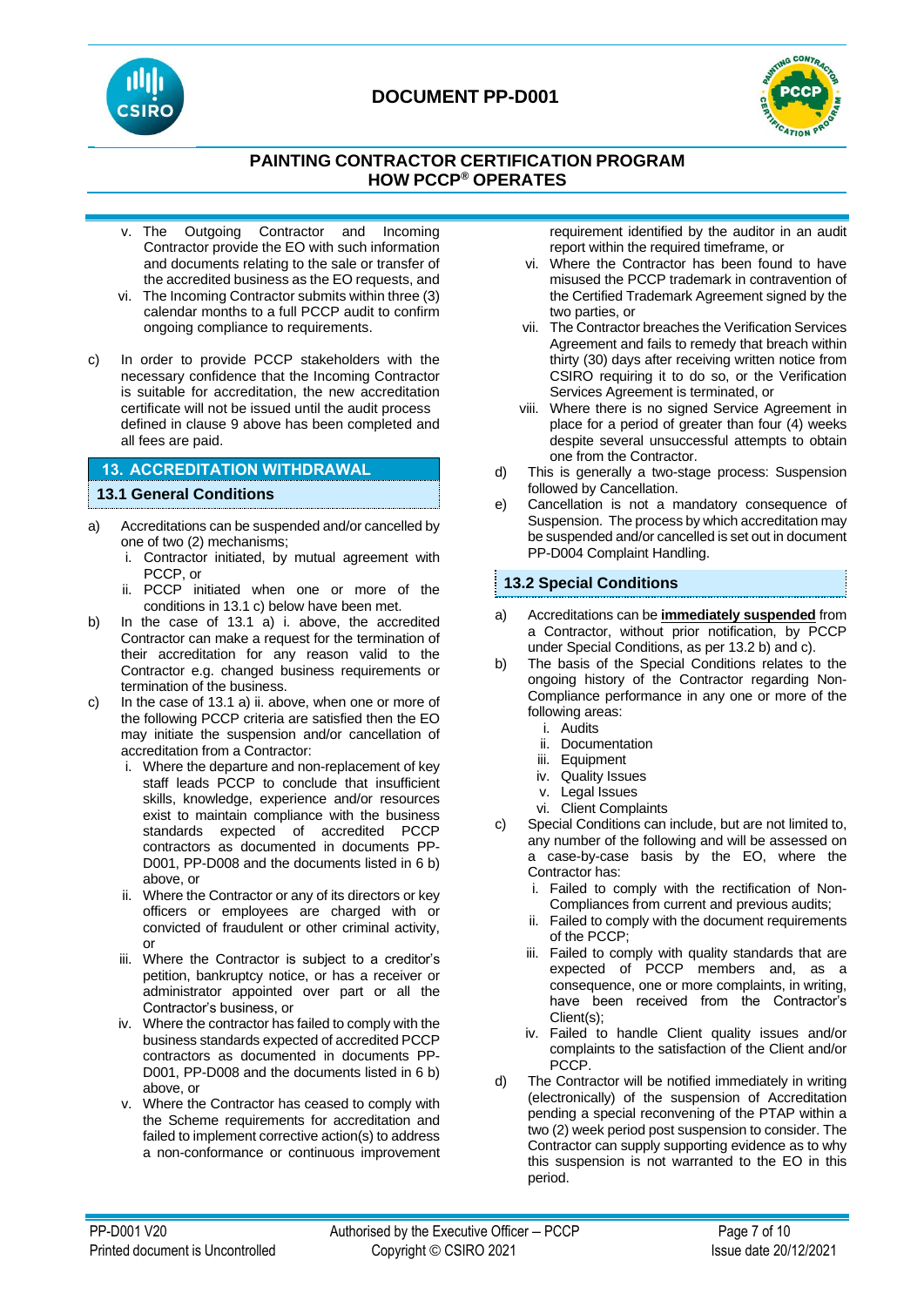v. The Outgoing Contractor and Incoming Contractor provide the EO with such information and documents relating to the sale or transfer of the accredited business as the EO requests, and
vi. The Incoming Contractor submits within three (3) calendar months to a full PCCP audit to confirm ongoing compliance to requirements.

c) In order to provide PCCP stakeholders with the necessary confidence that the Incoming Contractor is suitable for accreditation, the new accreditation certificate will not be issued until the audit process defined in clause 9 above has been completed and all fees are paid.

## 13. ACCREDITATION WITHDRAWAL

### 13.1 General Conditions

a) Accreditations can be suspended and/or cancelled by one of two (2) mechanisms;
   i. Contractor initiated, by mutual agreement with PCCP, or
   ii. PCCP initiated when one or more of the conditions in 13.1 c) below have been met.

b) In the case of 13.1 a) i. above, the accredited Contractor can make a request for the termination of their accreditation for any reason valid to the Contractor e.g. changed business requirements or termination of the business.

c) In the case of 13.1 a) ii. above, when one or more of the following PCCP criteria are satisfied then the EO may initiate the suspension and/or cancellation of accreditation from a Contractor:
   i. Where the departure and non-replacement of key staff leads PCCP to conclude that insufficient skills, knowledge, experience and/or resources exist to maintain compliance with the business standards expected of accredited PCCP contractors as documented in documents PP-D001, PP-D008 and the documents listed in 6 b) above, or
   ii. Where the Contractor or any of its directors or key officers or employees are charged with or convicted of fraudulent or other criminal activity, or
   iii. Where the Contractor is subject to a creditor's petition, bankruptcy notice, or has a receiver or administrator appointed over part or all the Contractor's business, or
   iv. Where the contractor has failed to comply with the business standards expected of accredited PCCP contractors as documented in documents PP-D001, PP-D008 and the documents listed in 6 b) above, or
   v. Where the Contractor has ceased to comply with the Scheme requirements for accreditation and failed to implement corrective action(s) to address a non-conformance or continuous improvement requirement identified by the auditor in an audit report within the required timeframe, or
   vi. Where the Contractor has been found to have misused the PCCP trademark in contravention of the Certified Trademark Agreement signed by the two parties, or
   vii. The Contractor breaches the Verification Services Agreement and fails to remedy that breach within thirty (30) days after receiving written notice from CSIRO requiring it to do so, or the Verification Services Agreement is terminated, or
   viii. Where there is no signed Service Agreement in place for a period of greater than four (4) weeks despite several unsuccessful attempts to obtain one from the Contractor.

d) This is generally a two-stage process: Suspension followed by Cancellation.

e) Cancellation is not a mandatory consequence of Suspension. The process by which accreditation may be suspended and/or cancelled is set out in document PP-D004 Complaint Handling.

### 13.2 Special Conditions

a) Accreditations can be <u>**immediately suspended**</u> from a Contractor, without prior notification, by PCCP under Special Conditions, as per 13.2 b) and c).

b) The basis of the Special Conditions relates to the ongoing history of the Contractor regarding Non-Compliance performance in any one or more of the following areas:
   i. Audits
   ii. Documentation
   iii. Equipment
   iv. Quality Issues
   v. Legal Issues
   vi. Client Complaints

c) Special Conditions can include, but are not limited to, any number of the following and will be assessed on a case-by-case basis by the EO, where the Contractor has:
   i. Failed to comply with the rectification of Non-Compliances from current and previous audits;
   ii. Failed to comply with the document requirements of the PCCP;
   iii. Failed to comply with quality standards that are expected of PCCP members and, as a consequence, one or more complaints, in writing, have been received from the Contractor's Client(s);
   iv. Failed to handle Client quality issues and/or complaints to the satisfaction of the Client and/or PCCP.

d) The Contractor will be notified immediately in writing (electronically) of the suspension of Accreditation pending a special reconvening of the PTAP within a two (2) week period post suspension to consider. The Contractor can supply supporting evidence as to why this suspension is not warranted to the EO in this period.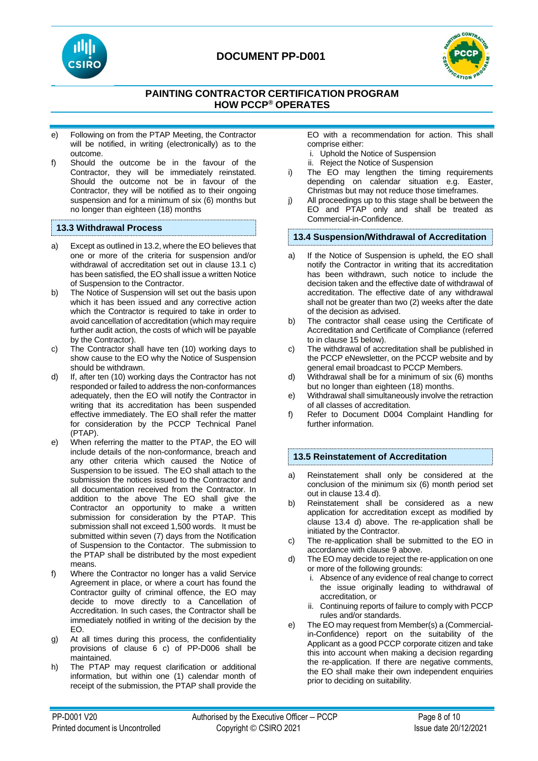e) Following on from the PTAP Meeting, the Contractor will be notified, in writing (electronically) as to the outcome.

f) Should the outcome be in the favour of the Contractor, they will be immediately reinstated. Should the outcome not be in favour of the Contractor, they will be notified as to their ongoing suspension and for a minimum of six (6) months but no longer than eighteen (18) months

### 13.3 Withdrawal Process

a) Except as outlined in 13.2, where the EO believes that one or more of the criteria for suspension and/or withdrawal of accreditation set out in clause 13.1 c) has been satisfied, the EO shall issue a written Notice of Suspension to the Contractor.

b) The Notice of Suspension will set out the basis upon which it has been issued and any corrective action which the Contractor is required to take in order to avoid cancellation of accreditation (which may require further audit action, the costs of which will be payable by the Contractor).

c) The Contractor shall have ten (10) working days to show cause to the EO why the Notice of Suspension should be withdrawn.

d) If, after ten (10) working days the Contractor has not responded or failed to address the non-conformances adequately, then the EO will notify the Contractor in writing that its accreditation has been suspended effective immediately. The EO shall refer the matter for consideration by the PCCP Technical Panel (PTAP).

e) When referring the matter to the PTAP, the EO will include details of the non-conformance, breach and any other criteria which caused the Notice of Suspension to be issued. The EO shall attach to the submission the notices issued to the Contractor and all documentation received from the Contractor. In addition to the above The EO shall give the Contractor an opportunity to make a written submission for consideration by the PTAP. This submission shall not exceed 1,500 words. It must be submitted within seven (7) days from the Notification of Suspension to the Contactor. The submission to the PTAP shall be distributed by the most expedient means.

f) Where the Contractor no longer has a valid Service Agreement in place, or where a court has found the Contractor guilty of criminal offence, the EO may decide to move directly to a Cancellation of Accreditation. In such cases, the Contractor shall be immediately notified in writing of the decision by the EO.

g) At all times during this process, the confidentiality provisions of clause 6 c) of PP-D006 shall be maintained.

h) The PTAP may request clarification or additional information, but within one (1) calendar month of receipt of the submission, the PTAP shall provide the EO with a recommendation for action. This shall comprise either:
   i. Uphold the Notice of Suspension
   ii. Reject the Notice of Suspension

i) The EO may lengthen the timing requirements depending on calendar situation e.g. Easter, Christmas but may not reduce those timeframes.

j) All proceedings up to this stage shall be between the EO and PTAP only and shall be treated as Commercial-in-Confidence.

### 13.4 Suspension/Withdrawal of Accreditation

a) If the Notice of Suspension is upheld, the EO shall notify the Contractor in writing that its accreditation has been withdrawn, such notice to include the decision taken and the effective date of withdrawal of accreditation. The effective date of any withdrawal shall not be greater than two (2) weeks after the date of the decision as advised.

b) The contractor shall cease using the Certificate of Accreditation and Certificate of Compliance (referred to in clause 15 below).

c) The withdrawal of accreditation shall be published in the PCCP eNewsletter, on the PCCP website and by general email broadcast to PCCP Members.

d) Withdrawal shall be for a minimum of six (6) months but no longer than eighteen (18) months.

e) Withdrawal shall simultaneously involve the retraction of all classes of accreditation.

f) Refer to Document D004 Complaint Handling for further information.

### 13.5 Reinstatement of Accreditation

a) Reinstatement shall only be considered at the conclusion of the minimum six (6) month period set out in clause 13.4 d).

b) Reinstatement shall be considered as a new application for accreditation except as modified by clause 13.4 d) above. The re-application shall be initiated by the Contractor.

c) The re-application shall be submitted to the EO in accordance with clause 9 above.

d) The EO may decide to reject the re-application on one or more of the following grounds:
   i. Absence of any evidence of real change to correct the issue originally leading to withdrawal of accreditation, or
   ii. Continuing reports of failure to comply with PCCP rules and/or standards.

e) The EO may request from Member(s) a (Commercial-in-Confidence) report on the suitability of the Applicant as a good PCCP corporate citizen and take this into account when making a decision regarding the re-application. If there are negative comments, the EO shall make their own independent enquiries prior to deciding on suitability.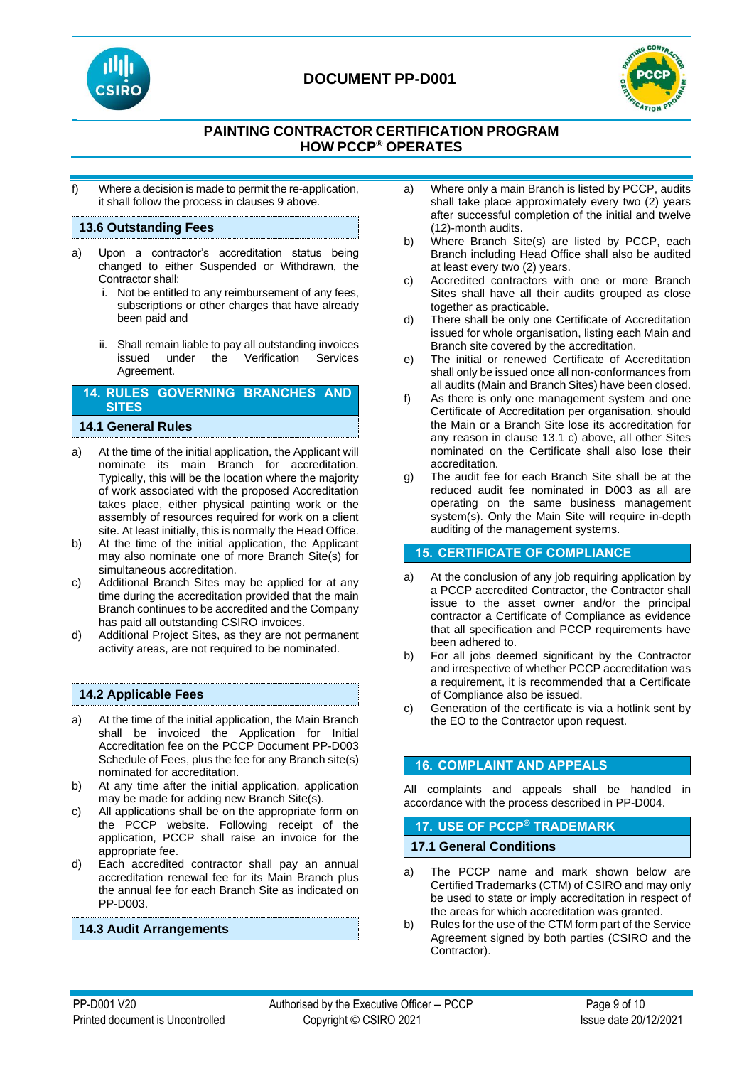f) Where a decision is made to permit the re-application, it shall follow the process in clauses 9 above.

### 13.6 Outstanding Fees

a) Upon a contractor's accreditation status being changed to either Suspended or Withdrawn, the Contractor shall:
   i. Not be entitled to any reimbursement of any fees, subscriptions or other charges that have already been paid and

   ii. Shall remain liable to pay all outstanding invoices issued under the Verification Services Agreement.

## 14. RULES GOVERNING BRANCHES AND SITES

### 14.1 General Rules

a) At the time of the initial application, the Applicant will nominate its main Branch for accreditation. Typically, this will be the location where the majority of work associated with the proposed Accreditation takes place, either physical painting work or the assembly of resources required for work on a client site. At least initially, this is normally the Head Office.

b) At the time of the initial application, the Applicant may also nominate one of more Branch Site(s) for simultaneous accreditation.

c) Additional Branch Sites may be applied for at any time during the accreditation provided that the main Branch continues to be accredited and the Company has paid all outstanding CSIRO invoices.

d) Additional Project Sites, as they are not permanent activity areas, are not required to be nominated.

### 14.2 Applicable Fees

a) At the time of the initial application, the Main Branch shall be invoiced the Application for Initial Accreditation fee on the PCCP Document PP-D003 Schedule of Fees, plus the fee for any Branch site(s) nominated for accreditation.

b) At any time after the initial application, application may be made for adding new Branch Site(s).

c) All applications shall be on the appropriate form on the PCCP website. Following receipt of the application, PCCP shall raise an invoice for the appropriate fee.

d) Each accredited contractor shall pay an annual accreditation renewal fee for its Main Branch plus the annual fee for each Branch Site as indicated on PP-D003.

### 14.3 Audit Arrangements

a) Where only a main Branch is listed by PCCP, audits shall take place approximately every two (2) years after successful completion of the initial and twelve (12)-month audits.

b) Where Branch Site(s) are listed by PCCP, each Branch including Head Office shall also be audited at least every two (2) years.

c) Accredited contractors with one or more Branch Sites shall have all their audits grouped as close together as practicable.

d) There shall be only one Certificate of Accreditation issued for whole organisation, listing each Main and Branch site covered by the accreditation.

e) The initial or renewed Certificate of Accreditation shall only be issued once all non-conformances from all audits (Main and Branch Sites) have been closed.

f) As there is only one management system and one Certificate of Accreditation per organisation, should the Main or a Branch Site lose its accreditation for any reason in clause 13.1 c) above, all other Sites nominated on the Certificate shall also lose their accreditation.

g) The audit fee for each Branch Site shall be at the reduced audit fee nominated in D003 as all are operating on the same business management system(s). Only the Main Site will require in-depth auditing of the management systems.

## 15. CERTIFICATE OF COMPLIANCE

a) At the conclusion of any job requiring application by a PCCP accredited Contractor, the Contractor shall issue to the asset owner and/or the principal contractor a Certificate of Compliance as evidence that all specification and PCCP requirements have been adhered to.

b) For all jobs deemed significant by the Contractor and irrespective of whether PCCP accreditation was a requirement, it is recommended that a Certificate of Compliance also be issued.

c) Generation of the certificate is via a hotlink sent by the EO to the Contractor upon request.

## 16. COMPLAINT AND APPEALS

All complaints and appeals shall be handled in accordance with the process described in PP-D004.

## 17. USE OF PCCP® TRADEMARK

### 17.1 General Conditions

a) The PCCP name and mark shown below are Certified Trademarks (CTM) of CSIRO and may only be used to state or imply accreditation in respect of the areas for which accreditation was granted.

b) Rules for the use of the CTM form part of the Service Agreement signed by both parties (CSIRO and the Contractor).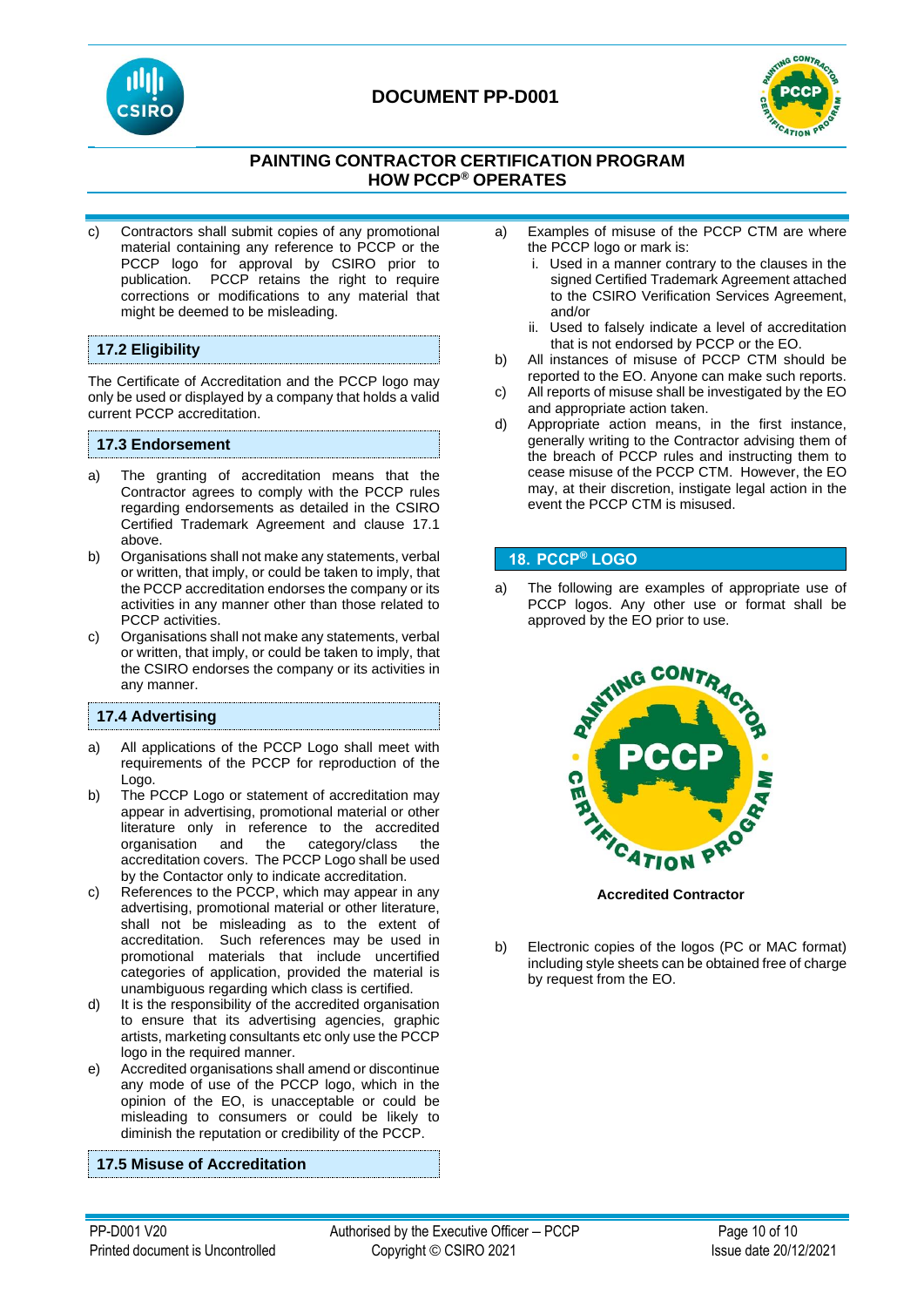c) Contractors shall submit copies of any promotional material containing any reference to PCCP or the PCCP logo for approval by CSIRO prior to publication. PCCP retains the right to require corrections or modifications to any material that might be deemed to be misleading.

### 17.2 Eligibility

The Certificate of Accreditation and the PCCP logo may only be used or displayed by a company that holds a valid current PCCP accreditation.

### 17.3 Endorsement

a) The granting of accreditation means that the Contractor agrees to comply with the PCCP rules regarding endorsements as detailed in the CSIRO Certified Trademark Agreement and clause 17.1 above.

b) Organisations shall not make any statements, verbal or written, that imply, or could be taken to imply, that the PCCP accreditation endorses the company or its activities in any manner other than those related to PCCP activities.

c) Organisations shall not make any statements, verbal or written, that imply, or could be taken to imply, that the CSIRO endorses the company or its activities in any manner.

### 17.4 Advertising

a) All applications of the PCCP Logo shall meet with requirements of the PCCP for reproduction of the Logo.

b) The PCCP Logo or statement of accreditation may appear in advertising, promotional material or other literature only in reference to the accredited organisation and the category/class the accreditation covers. The PCCP Logo shall be used by the Contactor only to indicate accreditation.

c) References to the PCCP, which may appear in any advertising, promotional material or other literature, shall not be misleading as to the extent of accreditation. Such references may be used in promotional materials that include uncertified categories of application, provided the material is unambiguous regarding which class is certified.

d) It is the responsibility of the accredited organisation to ensure that its advertising agencies, graphic artists, marketing consultants etc only use the PCCP logo in the required manner.

e) Accredited organisations shall amend or discontinue any mode of use of the PCCP logo, which in the opinion of the EO, is unacceptable or could be misleading to consumers or could be likely to diminish the reputation or credibility of the PCCP.

### 17.5 Misuse of Accreditation

a) Examples of misuse of the PCCP CTM are where the PCCP logo or mark is:
   i. Used in a manner contrary to the clauses in the signed Certified Trademark Agreement attached to the CSIRO Verification Services Agreement, and/or
   ii. Used to falsely indicate a level of accreditation that is not endorsed by PCCP or the EO.

b) All instances of misuse of PCCP CTM should be reported to the EO. Anyone can make such reports.

c) All reports of misuse shall be investigated by the EO and appropriate action taken.

d) Appropriate action means, in the first instance, generally writing to the Contractor advising them of the breach of PCCP rules and instructing them to cease misuse of the PCCP CTM. However, the EO may, at their discretion, instigate legal action in the event the PCCP CTM is misused.

## 18. PCCP® LOGO

a) The following are examples of appropriate use of PCCP logos. Any other use or format shall be approved by the EO prior to use.

**Accredited Contractor**

b) Electronic copies of the logos (PC or MAC format) including style sheets can be obtained free of charge by request from the EO.